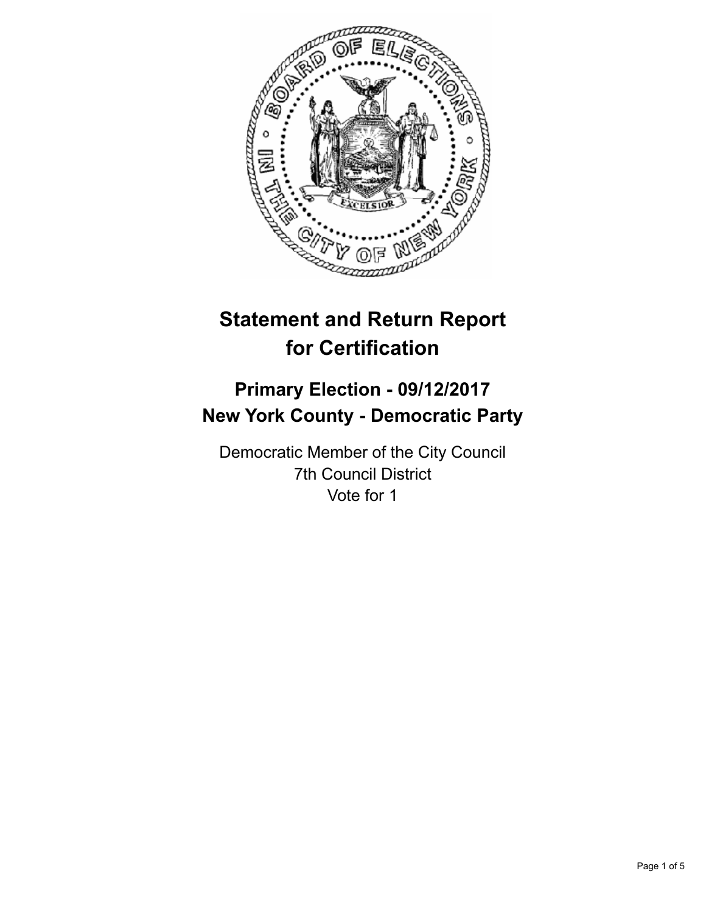# Statement and Return Report for Certification

## Primary Election - 09/12/2017
## New York County - Democratic Party

Democratic Member of the City Council
7th Council District
Vote for 1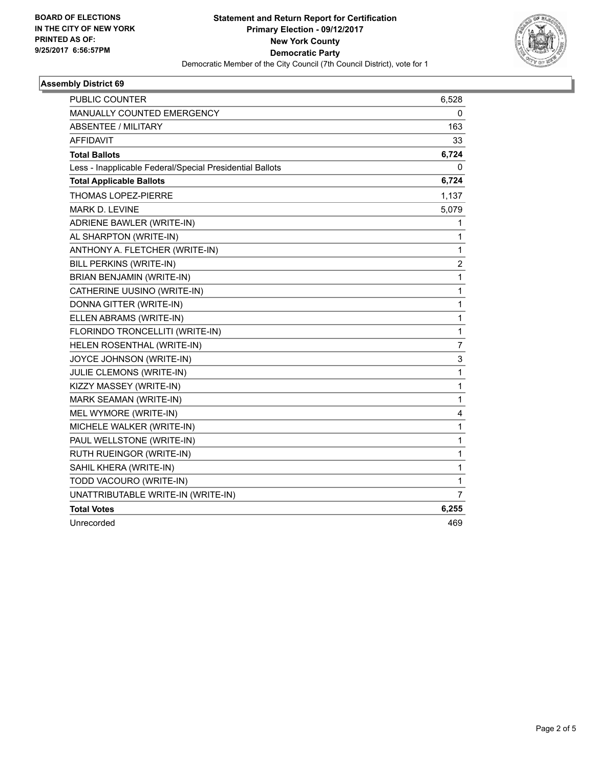**BOARD OF ELECTIONS IN THE CITY OF NEW YORK PRINTED AS OF: 9/25/2017 6:56:57PM**

**Statement and Return Report for Certification Primary Election - 09/12/2017 New York County Democratic Party**

Democratic Member of the City Council (7th Council District), vote for 1

### Assembly District 69

| | |
|---|---|
| PUBLIC COUNTER | 6,528 |
| MANUALLY COUNTED EMERGENCY | 0 |
| ABSENTEE / MILITARY | 163 |
| AFFIDAVIT | 33 |
| **Total Ballots** | **6,724** |
| Less - Inapplicable Federal/Special Presidential Ballots | 0 |
| **Total Applicable Ballots** | **6,724** |
| THOMAS LOPEZ-PIERRE | 1,137 |
| MARK D. LEVINE | 5,079 |
| ADRIENE BAWLER (WRITE-IN) | 1 |
| AL SHARPTON (WRITE-IN) | 1 |
| ANTHONY A. FLETCHER (WRITE-IN) | 1 |
| BILL PERKINS (WRITE-IN) | 2 |
| BRIAN BENJAMIN (WRITE-IN) | 1 |
| CATHERINE UUSINO (WRITE-IN) | 1 |
| DONNA GITTER (WRITE-IN) | 1 |
| ELLEN ABRAMS (WRITE-IN) | 1 |
| FLORINDO TRONCELLITI (WRITE-IN) | 1 |
| HELEN ROSENTHAL (WRITE-IN) | 7 |
| JOYCE JOHNSON (WRITE-IN) | 3 |
| JULIE CLEMONS (WRITE-IN) | 1 |
| KIZZY MASSEY (WRITE-IN) | 1 |
| MARK SEAMAN (WRITE-IN) | 1 |
| MEL WYMORE (WRITE-IN) | 4 |
| MICHELE WALKER (WRITE-IN) | 1 |
| PAUL WELLSTONE (WRITE-IN) | 1 |
| RUTH RUEINGOR (WRITE-IN) | 1 |
| SAHIL KHERA (WRITE-IN) | 1 |
| TODD VACOURO (WRITE-IN) | 1 |
| UNATTRIBUTABLE WRITE-IN (WRITE-IN) | 7 |
| **Total Votes** | **6,255** |
| Unrecorded | 469 |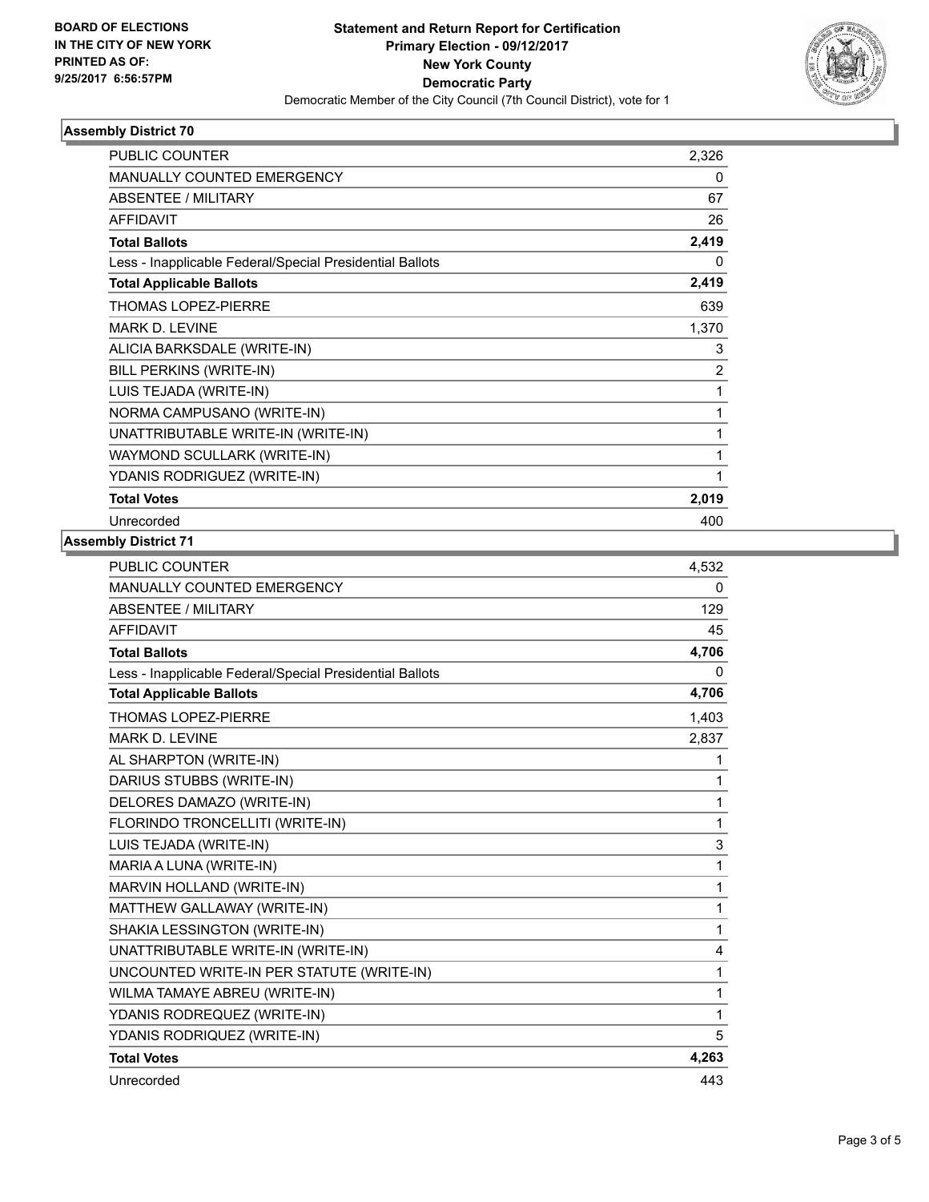**BOARD OF ELECTIONS**
**IN THE CITY OF NEW YORK**
**PRINTED AS OF:**
**9/25/2017 6:56:57PM**

# Statement and Return Report for Certification
## Primary Election - 09/12/2017
## New York County
## Democratic Party
Democratic Member of the City Council (7th Council District), vote for 1

### Assembly District 70

| | |
|---|---|
| PUBLIC COUNTER | 2,326 |
| MANUALLY COUNTED EMERGENCY | 0 |
| ABSENTEE / MILITARY | 67 |
| AFFIDAVIT | 26 |
| **Total Ballots** | **2,419** |
| Less - Inapplicable Federal/Special Presidential Ballots | 0 |
| **Total Applicable Ballots** | **2,419** |
| THOMAS LOPEZ-PIERRE | 639 |
| MARK D. LEVINE | 1,370 |
| ALICIA BARKSDALE (WRITE-IN) | 3 |
| BILL PERKINS (WRITE-IN) | 2 |
| LUIS TEJADA (WRITE-IN) | 1 |
| NORMA CAMPUSANO (WRITE-IN) | 1 |
| UNATTRIBUTABLE WRITE-IN (WRITE-IN) | 1 |
| WAYMOND SCULLARK (WRITE-IN) | 1 |
| YDANIS RODRIGUEZ (WRITE-IN) | 1 |
| **Total Votes** | **2,019** |
| Unrecorded | 400 |

### Assembly District 71

| | |
|---|---|
| PUBLIC COUNTER | 4,532 |
| MANUALLY COUNTED EMERGENCY | 0 |
| ABSENTEE / MILITARY | 129 |
| AFFIDAVIT | 45 |
| **Total Ballots** | **4,706** |
| Less - Inapplicable Federal/Special Presidential Ballots | 0 |
| **Total Applicable Ballots** | **4,706** |
| THOMAS LOPEZ-PIERRE | 1,403 |
| MARK D. LEVINE | 2,837 |
| AL SHARPTON (WRITE-IN) | 1 |
| DARIUS STUBBS (WRITE-IN) | 1 |
| DELORES DAMAZO (WRITE-IN) | 1 |
| FLORINDO TRONCELLITI (WRITE-IN) | 1 |
| LUIS TEJADA (WRITE-IN) | 3 |
| MARIA A LUNA (WRITE-IN) | 1 |
| MARVIN HOLLAND (WRITE-IN) | 1 |
| MATTHEW GALLAWAY (WRITE-IN) | 1 |
| SHAKIA LESSINGTON (WRITE-IN) | 1 |
| UNATTRIBUTABLE WRITE-IN (WRITE-IN) | 4 |
| UNCOUNTED WRITE-IN PER STATUTE (WRITE-IN) | 1 |
| WILMA TAMAYE ABREU (WRITE-IN) | 1 |
| YDANIS RODREQUEZ (WRITE-IN) | 1 |
| YDANIS RODRIQUEZ (WRITE-IN) | 5 |
| **Total Votes** | **4,263** |
| Unrecorded | 443 |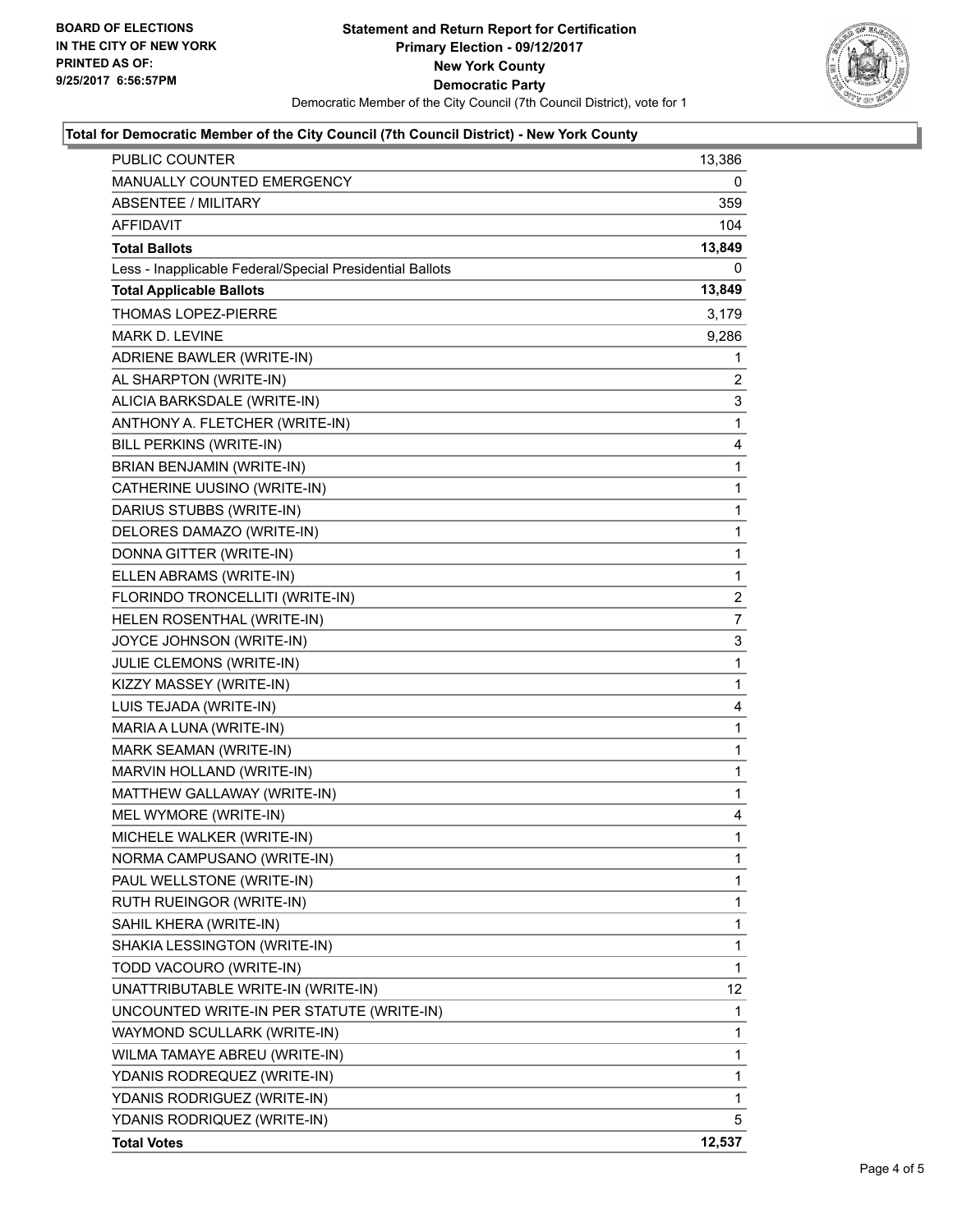**BOARD OF ELECTIONS IN THE CITY OF NEW YORK PRINTED AS OF: 9/25/2017 6:56:57PM**

# Statement and Return Report for Certification
## Primary Election - 09/12/2017
## New York County
## Democratic Party

Democratic Member of the City Council (7th Council District), vote for 1

### Total for Democratic Member of the City Council (7th Council District) - New York County

| | |
|---|---|
| PUBLIC COUNTER | 13,386 |
| MANUALLY COUNTED EMERGENCY | 0 |
| ABSENTEE / MILITARY | 359 |
| AFFIDAVIT | 104 |
| **Total Ballots** | **13,849** |
| Less - Inapplicable Federal/Special Presidential Ballots | 0 |
| **Total Applicable Ballots** | **13,849** |
| THOMAS LOPEZ-PIERRE | 3,179 |
| MARK D. LEVINE | 9,286 |
| ADRIENE BAWLER (WRITE-IN) | 1 |
| AL SHARPTON (WRITE-IN) | 2 |
| ALICIA BARKSDALE (WRITE-IN) | 3 |
| ANTHONY A. FLETCHER (WRITE-IN) | 1 |
| BILL PERKINS (WRITE-IN) | 4 |
| BRIAN BENJAMIN (WRITE-IN) | 1 |
| CATHERINE UUSINO (WRITE-IN) | 1 |
| DARIUS STUBBS (WRITE-IN) | 1 |
| DELORES DAMAZO (WRITE-IN) | 1 |
| DONNA GITTER (WRITE-IN) | 1 |
| ELLEN ABRAMS (WRITE-IN) | 1 |
| FLORINDO TRONCELLITI (WRITE-IN) | 2 |
| HELEN ROSENTHAL (WRITE-IN) | 7 |
| JOYCE JOHNSON (WRITE-IN) | 3 |
| JULIE CLEMONS (WRITE-IN) | 1 |
| KIZZY MASSEY (WRITE-IN) | 1 |
| LUIS TEJADA (WRITE-IN) | 4 |
| MARIA A LUNA (WRITE-IN) | 1 |
| MARK SEAMAN (WRITE-IN) | 1 |
| MARVIN HOLLAND (WRITE-IN) | 1 |
| MATTHEW GALLAWAY (WRITE-IN) | 1 |
| MEL WYMORE (WRITE-IN) | 4 |
| MICHELE WALKER (WRITE-IN) | 1 |
| NORMA CAMPUSANO (WRITE-IN) | 1 |
| PAUL WELLSTONE (WRITE-IN) | 1 |
| RUTH RUEINGOR (WRITE-IN) | 1 |
| SAHIL KHERA (WRITE-IN) | 1 |
| SHAKIA LESSINGTON (WRITE-IN) | 1 |
| TODD VACOURO (WRITE-IN) | 1 |
| UNATTRIBUTABLE WRITE-IN (WRITE-IN) | 12 |
| UNCOUNTED WRITE-IN PER STATUTE (WRITE-IN) | 1 |
| WAYMOND SCULLARK (WRITE-IN) | 1 |
| WILMA TAMAYE ABREU (WRITE-IN) | 1 |
| YDANIS RODREQUEZ (WRITE-IN) | 1 |
| YDANIS RODRIGUEZ (WRITE-IN) | 1 |
| YDANIS RODRIQUEZ (WRITE-IN) | 5 |
| **Total Votes** | **12,537** |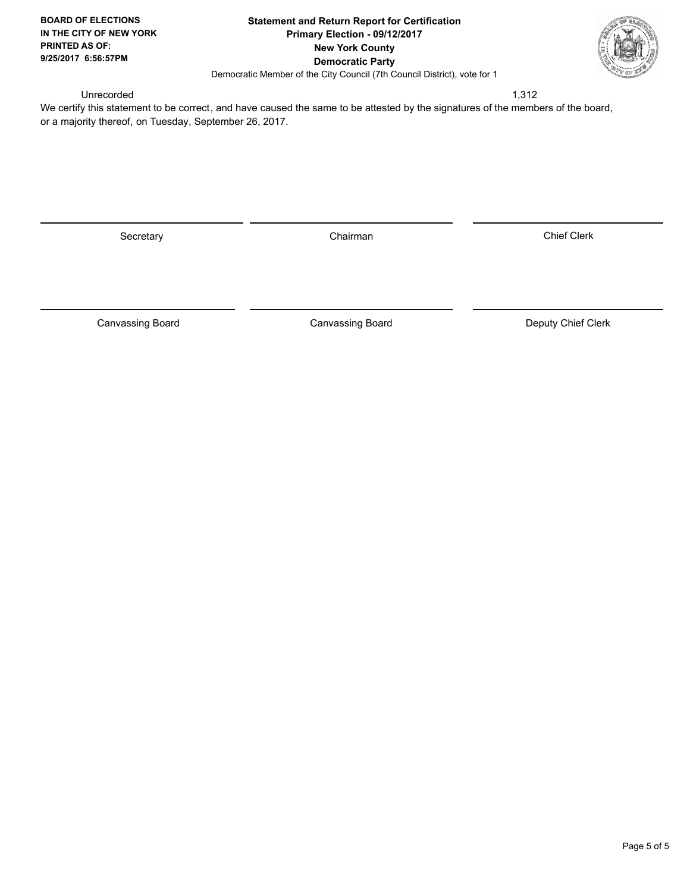**BOARD OF ELECTIONS IN THE CITY OF NEW YORK PRINTED AS OF: 9/25/2017 6:56:57PM**

**Statement and Return Report for Certification**
**Primary Election - 09/12/2017**
**New York County**
**Democratic Party**
Democratic Member of the City Council (7th Council District), vote for 1

| | |
|---|---|
| Unrecorded | 1,312 |

We certify this statement to be correct, and have caused the same to be attested by the signatures of the members of the board, or a majority thereof, on Tuesday, September 26, 2017.

| | | |
|---|---|---|
| Secretary | Chairman | Chief Clerk |
| Canvassing Board | Canvassing Board | Deputy Chief Clerk |